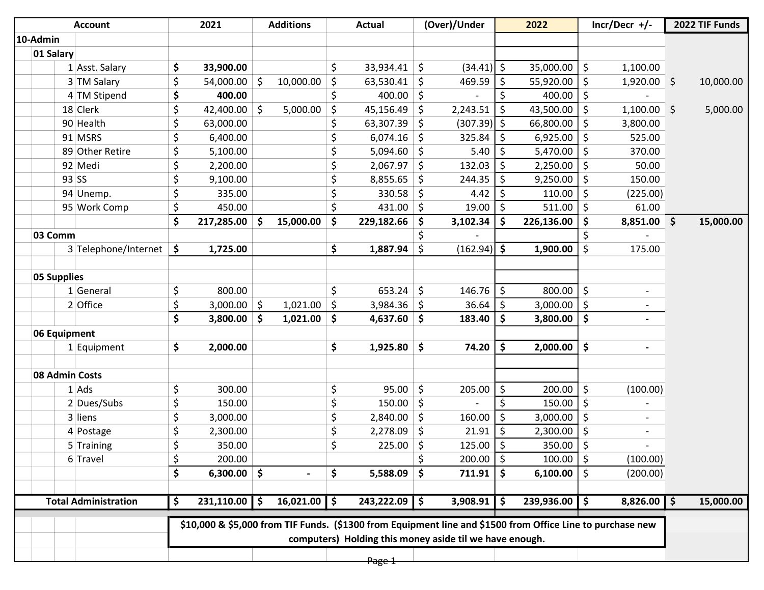| Account | | 2021 | Additions | Actual | (Over)/Under | 2022 | Incr/Decr +/- | 2022 TIF Funds |
|---|---|---|---|---|---|---|---|---|
| **10-Admin** | | | | | | | | |
| **01 Salary** | | | | | | | | |
| 1 | Asst. Salary | **$ 33,900.00** | | $ 33,934.41 | $ (34.41) | $ 35,000.00 | $ 1,100.00 | |
| 3 | TM Salary | $ 54,000.00 | $ 10,000.00 | $ 63,530.41 | $ 469.59 | $ 55,920.00 | $ 1,920.00 | $ 10,000.00 |
| 4 | TM Stipend | **$ 400.00** | | $ 400.00 | $ - | $ 400.00 | $ - | |
| 18 | Clerk | $ 42,400.00 | $ 5,000.00 | $ 45,156.49 | $ 2,243.51 | $ 43,500.00 | $ 1,100.00 | $ 5,000.00 |
| 90 | Health | $ 63,000.00 | | $ 63,307.39 | $ (307.39) | $ 66,800.00 | $ 3,800.00 | |
| 91 | MSRS | $ 6,400.00 | | $ 6,074.16 | $ 325.84 | $ 6,925.00 | $ 525.00 | |
| 89 | Other Retire | $ 5,100.00 | | $ 5,094.60 | $ 5.40 | $ 5,470.00 | $ 370.00 | |
| 92 | Medi | $ 2,200.00 | | $ 2,067.97 | $ 132.03 | $ 2,250.00 | $ 50.00 | |
| 93 | SS | $ 9,100.00 | | $ 8,855.65 | $ 244.35 | $ 9,250.00 | $ 150.00 | |
| 94 | Unemp. | $ 335.00 | | $ 330.58 | $ 4.42 | $ 110.00 | $ (225.00) | |
| 95 | Work Comp | $ 450.00 | | $ 431.00 | $ 19.00 | $ 511.00 | $ 61.00 | |
| | | **$ 217,285.00** | **$ 15,000.00** | **$ 229,182.66** | **$ 3,102.34** | **$ 226,136.00** | **$ 8,851.00** | **$ 15,000.00** |
| **03 Comm** | | | | | $ - | | $ - | |
| 3 | Telephone/Internet | **$ 1,725.00** | | **$ 1,887.94** | $ (162.94) | **$ 1,900.00** | $ 175.00 | |
| **05 Supplies** | | | | | | | | |
| 1 | General | $ 800.00 | | $ 653.24 | $ 146.76 | $ 800.00 | $ - | |
| 2 | Office | $ 3,000.00 | $ 1,021.00 | $ 3,984.36 | $ 36.64 | $ 3,000.00 | $ - | |
| | | **$ 3,800.00** | **$ 1,021.00** | **$ 4,637.60** | **$ 183.40** | **$ 3,800.00** | **$ -** | |
| **06 Equipment** | | | | | | | | |
| 1 | Equipment | **$ 2,000.00** | | **$ 1,925.80** | **$ 74.20** | **$ 2,000.00** | **$ -** | |
| **08 Admin Costs** | | | | | | | | |
| 1 | Ads | $ 300.00 | | $ 95.00 | $ 205.00 | $ 200.00 | $ (100.00) | |
| 2 | Dues/Subs | $ 150.00 | | $ 150.00 | $ - | $ 150.00 | $ - | |
| 3 | liens | $ 3,000.00 | | $ 2,840.00 | $ 160.00 | $ 3,000.00 | $ - | |
| 4 | Postage | $ 2,300.00 | | $ 2,278.09 | $ 21.91 | $ 2,300.00 | $ - | |
| 5 | Training | $ 350.00 | | $ 225.00 | $ 125.00 | $ 350.00 | $ - | |
| 6 | Travel | $ 200.00 | | | $ 200.00 | $ 100.00 | $ (100.00) | |
| | | **$ 6,300.00** | **$ -** | **$ 5,588.09** | **$ 711.91** | **$ 6,100.00** | $ (200.00) | |
| **Total Administration** | | **$ 231,110.00** | **$ 16,021.00** | **$ 243,222.09** | **$ 3,908.91** | **$ 239,936.00** | **$ 8,826.00** | **$ 15,000.00** |

**$10,000 & $5,000 from TIF Funds. ($1300 from Equipment line and $1500 from Office Line to purchase new computers) Holding this money aside til we have enough.**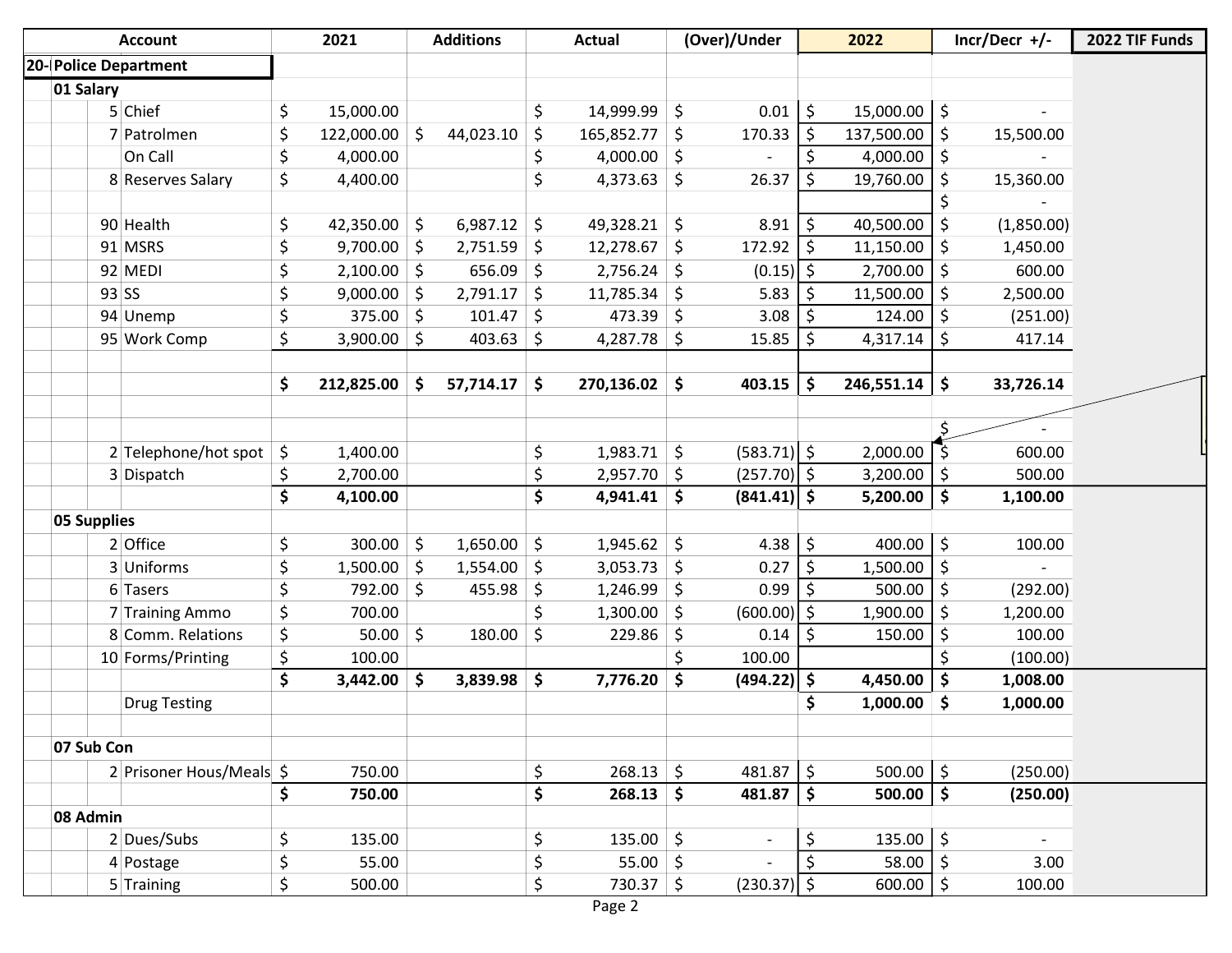| Account | | | 2021 | Additions | Actual | (Over)/Under | 2022 | Incr/Decr +/- | 2022 TIF Funds |
|---|---|---|---|---|---|---|---|---|---|
| 20-| Police Department | | | | | | | | | |
| 01 Salary | | | | | | | | | |
| | 5 | Chief | $ 15,000.00 | | $ 14,999.99 | $ 0.01 | $ 15,000.00 | $ - | |
| | 7 | Patrolmen | $ 122,000.00 | $ 44,023.10 | $ 165,852.77 | $ 170.33 | $ 137,500.00 | $ 15,500.00 | |
| | | On Call | $ 4,000.00 | | $ 4,000.00 | $ - | $ 4,000.00 | $ - | |
| | 8 | Reserves Salary | $ 4,400.00 | | $ 4,373.63 | $ 26.37 | $ 19,760.00 | $ 15,360.00 | |
| | | | | | | | | $ - | |
| | 90 | Health | $ 42,350.00 | $ 6,987.12 | $ 49,328.21 | $ 8.91 | $ 40,500.00 | $ (1,850.00) | |
| | 91 | MSRS | $ 9,700.00 | $ 2,751.59 | $ 12,278.67 | $ 172.92 | $ 11,150.00 | $ 1,450.00 | |
| | 92 | MEDI | $ 2,100.00 | $ 656.09 | $ 2,756.24 | $ (0.15) | $ 2,700.00 | $ 600.00 | |
| | 93 | SS | $ 9,000.00 | $ 2,791.17 | $ 11,785.34 | $ 5.83 | $ 11,500.00 | $ 2,500.00 | |
| | 94 | Unemp | $ 375.00 | $ 101.47 | $ 473.39 | $ 3.08 | $ 124.00 | $ (251.00) | |
| | 95 | Work Comp | $ 3,900.00 | $ 403.63 | $ 4,287.78 | $ 15.85 | $ 4,317.14 | $ 417.14 | |
| | | | | | | | | | |
| | | | **$ 212,825.00** | **$ 57,714.17** | **$ 270,136.02** | **$ 403.15** | **$ 246,551.14** | **$ 33,726.14** | |
| | | | | | | | | | |
| | | | | | | | | $ - | |
| | 2 | Telephone/hot spot | $ 1,400.00 | | $ 1,983.71 | $ (583.71) | $ 2,000.00 | $ 600.00 | |
| | 3 | Dispatch | $ 2,700.00 | | $ 2,957.70 | $ (257.70) | $ 3,200.00 | $ 500.00 | |
| | | | **$ 4,100.00** | | **$ 4,941.41** | **$ (841.41)** | **$ 5,200.00** | **$ 1,100.00** | |
| 05 Supplies | | | | | | | | | |
| | 2 | Office | $ 300.00 | $ 1,650.00 | $ 1,945.62 | $ 4.38 | $ 400.00 | $ 100.00 | |
| | 3 | Uniforms | $ 1,500.00 | $ 1,554.00 | $ 3,053.73 | $ 0.27 | $ 1,500.00 | $ - | |
| | 6 | Tasers | $ 792.00 | $ 455.98 | $ 1,246.99 | $ 0.99 | $ 500.00 | $ (292.00) | |
| | 7 | Training Ammo | $ 700.00 | | $ 1,300.00 | $ (600.00) | $ 1,900.00 | $ 1,200.00 | |
| | 8 | Comm. Relations | $ 50.00 | $ 180.00 | $ 229.86 | $ 0.14 | $ 150.00 | $ 100.00 | |
| | 10 | Forms/Printing | $ 100.00 | | | $ 100.00 | | $ (100.00) | |
| | | | **$ 3,442.00** | **$ 3,839.98** | **$ 7,776.20** | **$ (494.22)** | **$ 4,450.00** | **$ 1,008.00** | |
| | | Drug Testing | | | | | **$ 1,000.00** | **$ 1,000.00** | |
| | | | | | | | | | |
| 07 Sub Con | | | | | | | | | |
| | 2 | Prisoner Hous/Meals | $ 750.00 | | $ 268.13 | $ 481.87 | $ 500.00 | $ (250.00) | |
| | | | **$ 750.00** | | **$ 268.13** | **$ 481.87** | **$ 500.00** | **$ (250.00)** | |
| 08 Admin | | | | | | | | | |
| | 2 | Dues/Subs | $ 135.00 | | $ 135.00 | $ - | $ 135.00 | $ - | |
| | 4 | Postage | $ 55.00 | | $ 55.00 | $ - | $ 58.00 | $ 3.00 | |
| | 5 | Training | $ 500.00 | | $ 730.37 | $ (230.37) | $ 600.00 | $ 100.00 | |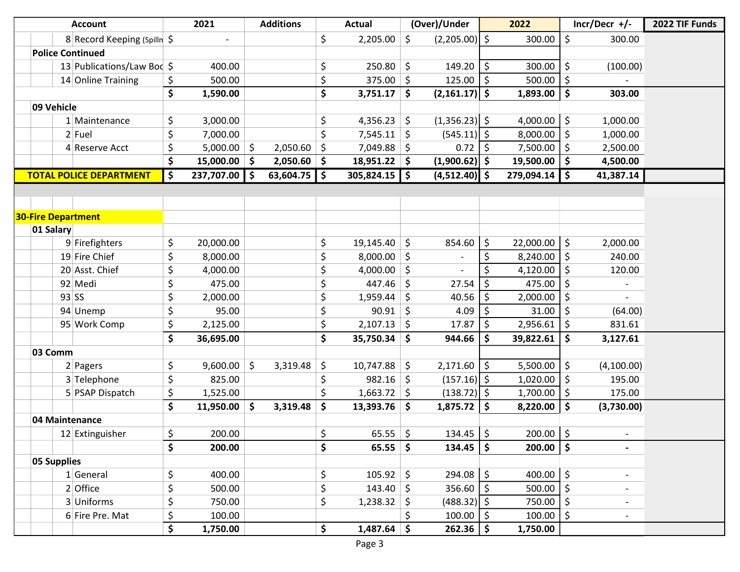| Account | | | 2021 | Additions | Actual | (Over)/Under | 2022 | Incr/Decr +/- | 2022 TIF Funds |
|---|---|---|---|---|---|---|---|---|---|
| | 8 | Record Keeping (Spillm | $ - | | $ 2,205.00 | $ (2,205.00) | $ 300.00 | $ 300.00 | |
| **Police Continued** | | | | | | | | | |
| | 13 | Publications/Law Boo | $ 400.00 | | $ 250.80 | $ 149.20 | $ 300.00 | $ (100.00) | |
| | 14 | Online Training | $ 500.00 | | $ 375.00 | $ 125.00 | $ 500.00 | $ - | |
| | | | **$ 1,590.00** | | **$ 3,751.17** | **$ (2,161.17)** | **$ 1,893.00** | **$ 303.00** | |
| **09 Vehicle** | | | | | | | | | |
| | 1 | Maintenance | $ 3,000.00 | | $ 4,356.23 | $ (1,356.23) | $ 4,000.00 | $ 1,000.00 | |
| | 2 | Fuel | $ 7,000.00 | | $ 7,545.11 | $ (545.11) | $ 8,000.00 | $ 1,000.00 | |
| | 4 | Reserve Acct | $ 5,000.00 | $ 2,050.60 | $ 7,049.88 | $ 0.72 | $ 7,500.00 | $ 2,500.00 | |
| | | | **$ 15,000.00** | **$ 2,050.60** | **$ 18,951.22** | **$ (1,900.62)** | **$ 19,500.00** | **$ 4,500.00** | |
| **TOTAL POLICE DEPARTMENT** | | | **$ 237,707.00** | **$ 63,604.75** | **$ 305,824.15** | **$ (4,512.40)** | **$ 279,094.14** | **$ 41,387.14** | |
| | | | | | | | | | |
| **30-Fire Department** | | | | | | | | | |
| **01 Salary** | | | | | | | | | |
| | 9 | Firefighters | $ 20,000.00 | | $ 19,145.40 | $ 854.60 | $ 22,000.00 | $ 2,000.00 | |
| | 19 | Fire Chief | $ 8,000.00 | | $ 8,000.00 | $ - | $ 8,240.00 | $ 240.00 | |
| | 20 | Asst. Chief | $ 4,000.00 | | $ 4,000.00 | $ - | $ 4,120.00 | $ 120.00 | |
| | 92 | Medi | $ 475.00 | | $ 447.46 | $ 27.54 | $ 475.00 | $ - | |
| | 93 | SS | $ 2,000.00 | | $ 1,959.44 | $ 40.56 | $ 2,000.00 | $ - | |
| | 94 | Unemp | $ 95.00 | | $ 90.91 | $ 4.09 | $ 31.00 | $ (64.00) | |
| | 95 | Work Comp | $ 2,125.00 | | $ 2,107.13 | $ 17.87 | $ 2,956.61 | $ 831.61 | |
| | | | **$ 36,695.00** | | **$ 35,750.34** | **$ 944.66** | **$ 39,822.61** | **$ 3,127.61** | |
| **03 Comm** | | | | | | | | | |
| | 2 | Pagers | $ 9,600.00 | $ 3,319.48 | $ 10,747.88 | $ 2,171.60 | $ 5,500.00 | $ (4,100.00) | |
| | 3 | Telephone | $ 825.00 | | $ 982.16 | $ (157.16) | $ 1,020.00 | $ 195.00 | |
| | 5 | PSAP Dispatch | $ 1,525.00 | | $ 1,663.72 | $ (138.72) | $ 1,700.00 | $ 175.00 | |
| | | | **$ 11,950.00** | **$ 3,319.48** | **$ 13,393.76** | **$ 1,875.72** | **$ 8,220.00** | **$ (3,730.00)** | |
| **04 Maintenance** | | | | | | | | | |
| | 12 | Extinguisher | $ 200.00 | | $ 65.55 | $ 134.45 | $ 200.00 | $ - | |
| | | | **$ 200.00** | | **$ 65.55** | **$ 134.45** | **$ 200.00** | **$ -** | |
| **05 Supplies** | | | | | | | | | |
| | 1 | General | $ 400.00 | | $ 105.92 | $ 294.08 | $ 400.00 | $ - | |
| | 2 | Office | $ 500.00 | | $ 143.40 | $ 356.60 | $ 500.00 | $ - | |
| | 3 | Uniforms | $ 750.00 | | $ 1,238.32 | $ (488.32) | $ 750.00 | $ - | |
| | 6 | Fire Pre. Mat | $ 100.00 | | | $ 100.00 | $ 100.00 | $ - | |
| | | | **$ 1,750.00** | | **$ 1,487.64** | **$ 262.36** | **$ 1,750.00** | | |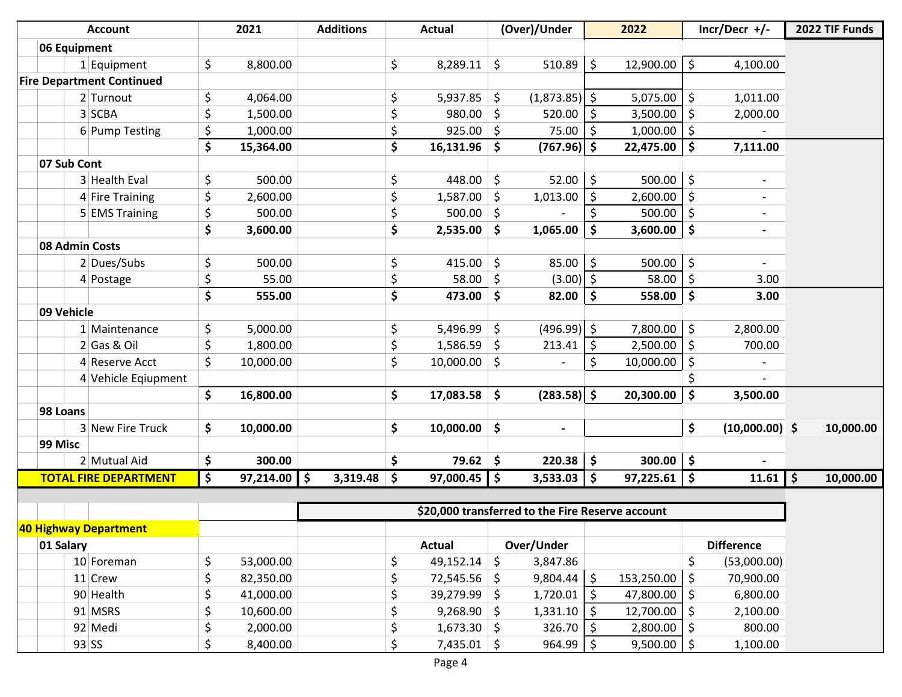| Account | | | 2021 | Additions | Actual | (Over)/Under | 2022 | Incr/Decr +/- | 2022 TIF Funds |
|---|---|---|---|---|---|---|---|---|---|
| | 06 Equipment | | | | | | | | |
| | | 1 Equipment | $ 8,800.00 | | $ 8,289.11 | $ 510.89 | $ 12,900.00 | $ 4,100.00 | |
| **Fire Department Continued** | | | | | | | | | |
| | | 2 Turnout | $ 4,064.00 | | $ 5,937.85 | $ (1,873.85) | $ 5,075.00 | $ 1,011.00 | |
| | | 3 SCBA | $ 1,500.00 | | $ 980.00 | $ 520.00 | $ 3,500.00 | $ 2,000.00 | |
| | | 6 Pump Testing | $ 1,000.00 | | $ 925.00 | $ 75.00 | $ 1,000.00 | $ - | |
| | | | **$ 15,364.00** | | **$ 16,131.96** | **$ (767.96)** | **$ 22,475.00** | **$ 7,111.00** | |
| | 07 Sub Cont | | | | | | | | |
| | | 3 Health Eval | $ 500.00 | | $ 448.00 | $ 52.00 | $ 500.00 | $ - | |
| | | 4 Fire Training | $ 2,600.00 | | $ 1,587.00 | $ 1,013.00 | $ 2,600.00 | $ - | |
| | | 5 EMS Training | $ 500.00 | | $ 500.00 | $ - | $ 500.00 | $ - | |
| | | | **$ 3,600.00** | | **$ 2,535.00** | **$ 1,065.00** | **$ 3,600.00** | **$ -** | |
| | 08 Admin Costs | | | | | | | | |
| | | 2 Dues/Subs | $ 500.00 | | $ 415.00 | $ 85.00 | $ 500.00 | $ - | |
| | | 4 Postage | $ 55.00 | | $ 58.00 | $ (3.00) | $ 58.00 | $ 3.00 | |
| | | | **$ 555.00** | | **$ 473.00** | **$ 82.00** | **$ 558.00** | **$ 3.00** | |
| | 09 Vehicle | | | | | | | | |
| | | 1 Maintenance | $ 5,000.00 | | $ 5,496.99 | $ (496.99) | $ 7,800.00 | $ 2,800.00 | |
| | | 2 Gas & Oil | $ 1,800.00 | | $ 1,586.59 | $ 213.41 | $ 2,500.00 | $ 700.00 | |
| | | 4 Reserve Acct | $ 10,000.00 | | $ 10,000.00 | $ - | $ 10,000.00 | $ - | |
| | | 4 Vehicle Eqiupment | | | | | | $ - | |
| | | | **$ 16,800.00** | | **$ 17,083.58** | **$ (283.58)** | **$ 20,300.00** | **$ 3,500.00** | |
| | 98 Loans | | | | | | | | |
| | | 3 New Fire Truck | **$ 10,000.00** | | **$ 10,000.00** | **$ -** | | **$ (10,000.00)** | **$ 10,000.00** |
| | 99 Misc | | | | | | | | |
| | | 2 Mutual Aid | **$ 300.00** | | **$ 79.62** | **$ 220.38** | **$ 300.00** | **$ -** | |
| **TOTAL FIRE DEPARTMENT** | | | **$ 97,214.00** | **$ 3,319.48** | **$ 97,000.45** | **$ 3,533.03** | **$ 97,225.61** | **$ 11.61** | **$ 10,000.00** |

**$20,000 transferred to the Fire Reserve account**

| Account | | | | | Actual | Over/Under | | Difference |
|---|---|---|---|---|---|---|---|---|
| **40 Highway Department** | | | | | | | | |
| | 01 Salary | | | | | | | |
| | | 10 Foreman | $ 53,000.00 | | $ 49,152.14 | $ 3,847.86 | | $ (53,000.00) |
| | | 11 Crew | $ 82,350.00 | | $ 72,545.56 | $ 9,804.44 | $ 153,250.00 | $ 70,900.00 |
| | | 90 Health | $ 41,000.00 | | $ 39,279.99 | $ 1,720.01 | $ 47,800.00 | $ 6,800.00 |
| | | 91 MSRS | $ 10,600.00 | | $ 9,268.90 | $ 1,331.10 | $ 12,700.00 | $ 2,100.00 |
| | | 92 Medi | $ 2,000.00 | | $ 1,673.30 | $ 326.70 | $ 2,800.00 | $ 800.00 |
| | | 93 SS | $ 8,400.00 | | $ 7,435.01 | $ 964.99 | $ 9,500.00 | $ 1,100.00 |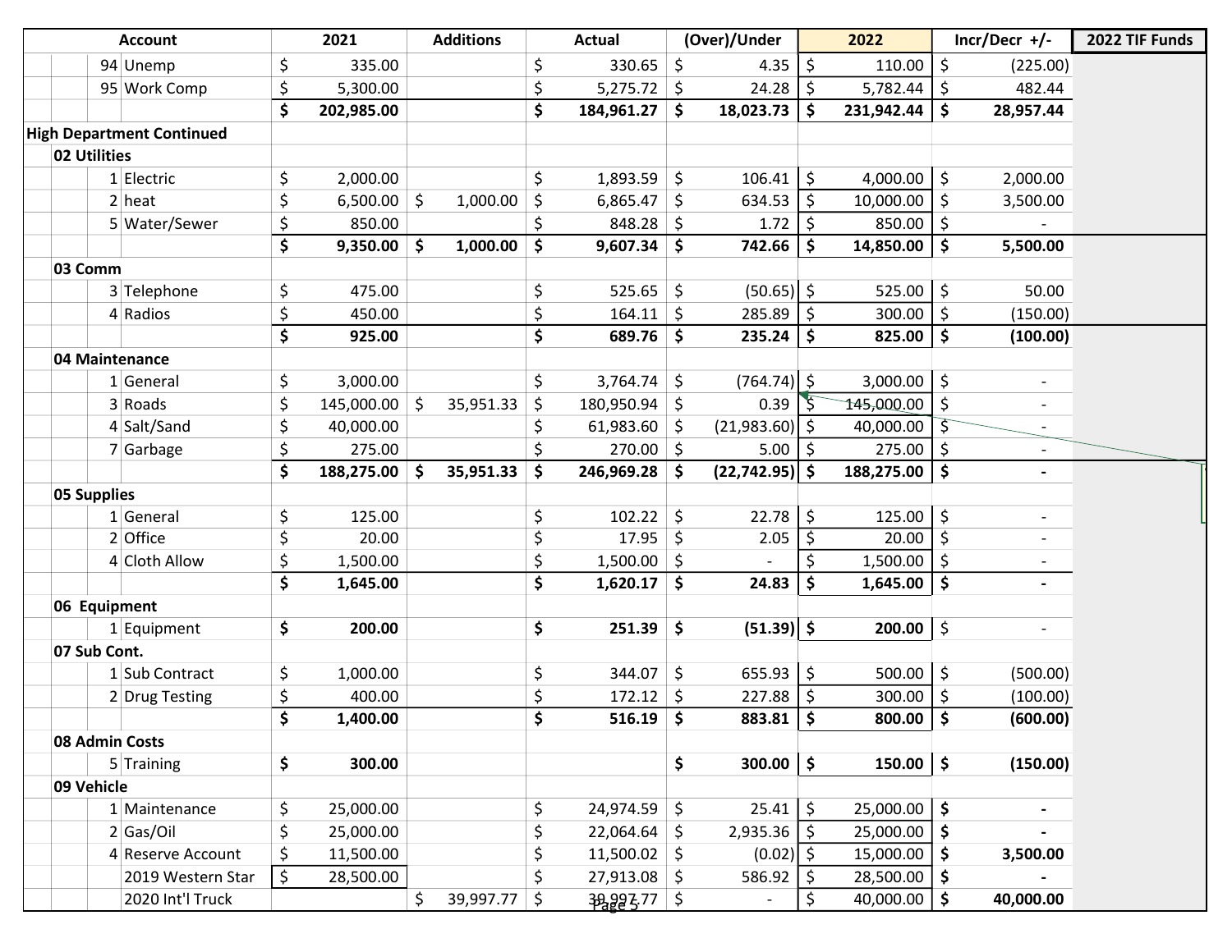| Account | | 2021 | Additions | Actual | (Over)/Under | 2022 | Incr/Decr +/- | 2022 TIF Funds |
|---|---|---|---|---|---|---|---|---|
| 94 | Unemp | $ 335.00 | | $ 330.65 | $ 4.35 | $ 110.00 | $ (225.00) | |
| 95 | Work Comp | $ 5,300.00 | | $ 5,275.72 | $ 24.28 | $ 5,782.44 | $ 482.44 | |
| | | **$ 202,985.00** | | **$ 184,961.27** | **$ 18,023.73** | **$ 231,942.44** | **$ 28,957.44** | |
| **High Department Continued** | | | | | | | | |
| **02 Utilities** | | | | | | | | |
| 1 | Electric | $ 2,000.00 | | $ 1,893.59 | $ 106.41 | $ 4,000.00 | $ 2,000.00 | |
| 2 | heat | $ 6,500.00 | $ 1,000.00 | $ 6,865.47 | $ 634.53 | $ 10,000.00 | $ 3,500.00 | |
| 5 | Water/Sewer | $ 850.00 | | $ 848.28 | $ 1.72 | $ 850.00 | $ - | |
| | | **$ 9,350.00** | **$ 1,000.00** | **$ 9,607.34** | **$ 742.66** | **$ 14,850.00** | **$ 5,500.00** | |
| **03 Comm** | | | | | | | | |
| 3 | Telephone | $ 475.00 | | $ 525.65 | $ (50.65) | $ 525.00 | $ 50.00 | |
| 4 | Radios | $ 450.00 | | $ 164.11 | $ 285.89 | $ 300.00 | $ (150.00) | |
| | | **$ 925.00** | | **$ 689.76** | **$ 235.24** | **$ 825.00** | **$ (100.00)** | |
| **04 Maintenance** | | | | | | | | |
| 1 | General | $ 3,000.00 | | $ 3,764.74 | $ (764.74) | $ 3,000.00 | $ - | |
| 3 | Roads | $ 145,000.00 | $ 35,951.33 | $ 180,950.94 | $ 0.39 | $ 145,000.00 | $ - | |
| 4 | Salt/Sand | $ 40,000.00 | | $ 61,983.60 | $ (21,983.60) | $ 40,000.00 | $ - | |
| 7 | Garbage | $ 275.00 | | $ 270.00 | $ 5.00 | $ 275.00 | $ - | |
| | | **$ 188,275.00** | **$ 35,951.33** | **$ 246,969.28** | **$ (22,742.95)** | **$ 188,275.00** | **$ -** | |
| **05 Supplies** | | | | | | | | |
| 1 | General | $ 125.00 | | $ 102.22 | $ 22.78 | $ 125.00 | $ - | |
| 2 | Office | $ 20.00 | | $ 17.95 | $ 2.05 | $ 20.00 | $ - | |
| 4 | Cloth Allow | $ 1,500.00 | | $ 1,500.00 | $ - | $ 1,500.00 | $ - | |
| | | **$ 1,645.00** | | **$ 1,620.17** | **$ 24.83** | **$ 1,645.00** | **$ -** | |
| **06 Equipment** | | | | | | | | |
| 1 | Equipment | **$ 200.00** | | **$ 251.39** | **$ (51.39)** | **$ 200.00** | $ - | |
| **07 Sub Cont.** | | | | | | | | |
| 1 | Sub Contract | $ 1,000.00 | | $ 344.07 | $ 655.93 | $ 500.00 | $ (500.00) | |
| 2 | Drug Testing | $ 400.00 | | $ 172.12 | $ 227.88 | $ 300.00 | $ (100.00) | |
| | | **$ 1,400.00** | | **$ 516.19** | **$ 883.81** | **$ 800.00** | **$ (600.00)** | |
| **08 Admin Costs** | | | | | | | | |
| 5 | Training | **$ 300.00** | | | **$ 300.00** | **$ 150.00** | **$ (150.00)** | |
| **09 Vehicle** | | | | | | | | |
| 1 | Maintenance | $ 25,000.00 | | $ 24,974.59 | $ 25.41 | $ 25,000.00 | **$ -** | |
| 2 | Gas/Oil | $ 25,000.00 | | $ 22,064.64 | $ 2,935.36 | $ 25,000.00 | **$ -** | |
| 4 | Reserve Account | $ 11,500.00 | | $ 11,500.02 | $ (0.02) | $ 15,000.00 | **$ 3,500.00** | |
| | 2019 Western Star | $ 28,500.00 | | $ 27,913.08 | $ 586.92 | $ 28,500.00 | **$ -** | |
| | 2020 Int'l Truck | | $ 39,997.77 | $ 39,997.77 | $ - | $ 40,000.00 | **$ 40,000.00** | |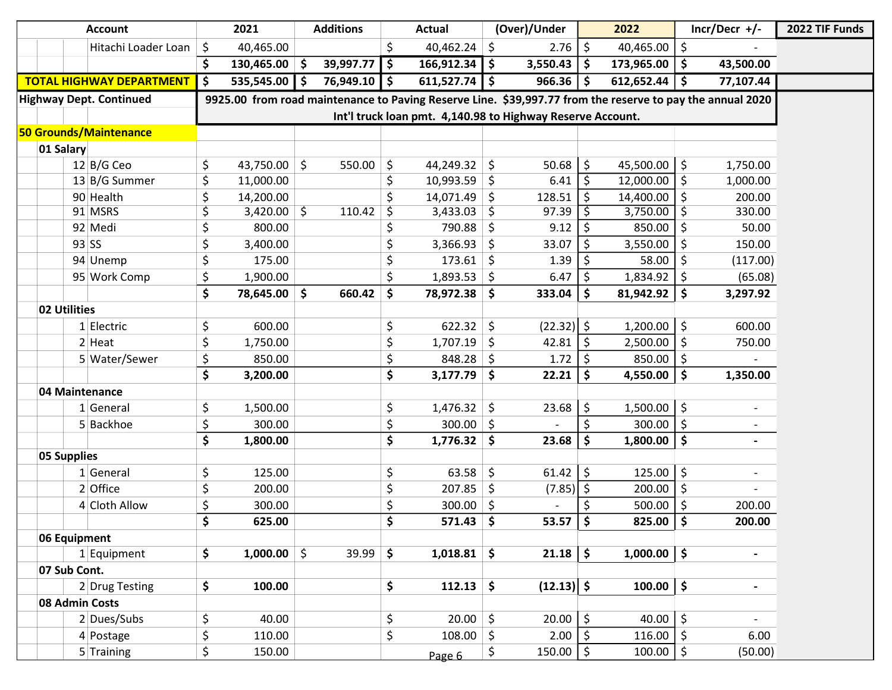| Account | | 2021 | Additions | Actual | (Over)/Under | 2022 | Incr/Decr +/- | 2022 TIF Funds |
|---|---|---|---|---|---|---|---|---|
| | Hitachi Loader Loan | $ 40,465.00 | | $ 40,462.24 | $ 2.76 | $ 40,465.00 | $ - | |
| | | **$ 130,465.00** | **$ 39,997.77** | **$ 166,912.34** | **$ 3,550.43** | **$ 173,965.00** | **$ 43,500.00** | |
| **TOTAL HIGHWAY DEPARTMENT** | | **$ 535,545.00** | **$ 76,949.10** | **$ 611,527.74** | **$ 966.36** | **$ 612,652.44** | **$ 77,107.44** | |
| **Highway Dept. Continued** | | **9925.00 from road maintenance to Paving Reserve Line. $39,997.77 from the reserve to pay the annual 2020 Int'l truck loan pmt. 4,140.98 to Highway Reserve Account.** | | | | | | |
| **50 Grounds/Maintenance** | | | | | | | | |
| **01 Salary** | | | | | | | | |
| 12 | B/G Ceo | $ 43,750.00 | $ 550.00 | $ 44,249.32 | $ 50.68 | $ 45,500.00 | $ 1,750.00 | |
| 13 | B/G Summer | $ 11,000.00 | | $ 10,993.59 | $ 6.41 | $ 12,000.00 | $ 1,000.00 | |
| 90 | Health | $ 14,200.00 | | $ 14,071.49 | $ 128.51 | $ 14,400.00 | $ 200.00 | |
| 91 | MSRS | $ 3,420.00 | $ 110.42 | $ 3,433.03 | $ 97.39 | $ 3,750.00 | $ 330.00 | |
| 92 | Medi | $ 800.00 | | $ 790.88 | $ 9.12 | $ 850.00 | $ 50.00 | |
| 93 | SS | $ 3,400.00 | | $ 3,366.93 | $ 33.07 | $ 3,550.00 | $ 150.00 | |
| 94 | Unemp | $ 175.00 | | $ 173.61 | $ 1.39 | $ 58.00 | $ (117.00) | |
| 95 | Work Comp | $ 1,900.00 | | $ 1,893.53 | $ 6.47 | $ 1,834.92 | $ (65.08) | |
| | | **$ 78,645.00** | **$ 660.42** | **$ 78,972.38** | **$ 333.04** | **$ 81,942.92** | **$ 3,297.92** | |
| **02 Utilities** | | | | | | | | |
| 1 | Electric | $ 600.00 | | $ 622.32 | $ (22.32) | $ 1,200.00 | $ 600.00 | |
| 2 | Heat | $ 1,750.00 | | $ 1,707.19 | $ 42.81 | $ 2,500.00 | $ 750.00 | |
| 5 | Water/Sewer | $ 850.00 | | $ 848.28 | $ 1.72 | $ 850.00 | $ - | |
| | | **$ 3,200.00** | | **$ 3,177.79** | **$ 22.21** | **$ 4,550.00** | **$ 1,350.00** | |
| **04 Maintenance** | | | | | | | | |
| 1 | General | $ 1,500.00 | | $ 1,476.32 | $ 23.68 | $ 1,500.00 | $ - | |
| 5 | Backhoe | $ 300.00 | | $ 300.00 | $ - | $ 300.00 | $ - | |
| | | **$ 1,800.00** | | **$ 1,776.32** | **$ 23.68** | **$ 1,800.00** | **$ -** | |
| **05 Supplies** | | | | | | | | |
| 1 | General | $ 125.00 | | $ 63.58 | $ 61.42 | $ 125.00 | $ - | |
| 2 | Office | $ 200.00 | | $ 207.85 | $ (7.85) | $ 200.00 | $ - | |
| 4 | Cloth Allow | $ 300.00 | | $ 300.00 | $ - | $ 500.00 | $ 200.00 | |
| | | **$ 625.00** | | **$ 571.43** | **$ 53.57** | **$ 825.00** | **$ 200.00** | |
| **06 Equipment** | | | | | | | | |
| 1 | Equipment | **$ 1,000.00** | $ 39.99 | **$ 1,018.81** | **$ 21.18** | **$ 1,000.00** | **$ -** | |
| **07 Sub Cont.** | | | | | | | | |
| 2 | Drug Testing | **$ 100.00** | | **$ 112.13** | **$ (12.13)** | **$ 100.00** | **$ -** | |
| **08 Admin Costs** | | | | | | | | |
| 2 | Dues/Subs | $ 40.00 | | $ 20.00 | $ 20.00 | $ 40.00 | $ - | |
| 4 | Postage | $ 110.00 | | $ 108.00 | $ 2.00 | $ 116.00 | $ 6.00 | |
| 5 | Training | $ 150.00 | | | $ 150.00 | $ 100.00 | $ (50.00) | |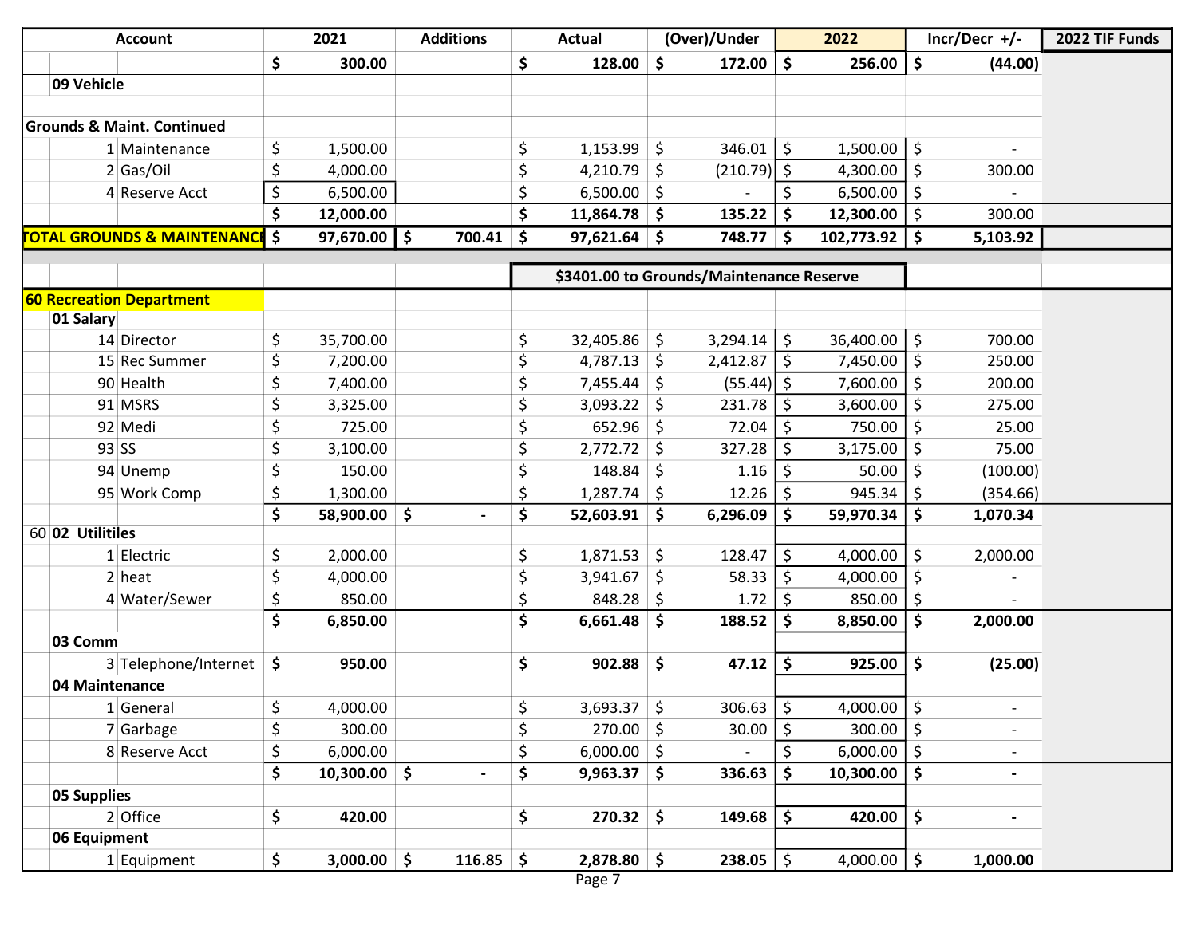| Account | 2021 | Additions | Actual | (Over)/Under | 2022 | Incr/Decr +/- | 2022 TIF Funds |
|---|---|---|---|---|---|---|---|
| | $ 300.00 | | $ 128.00 | $ 172.00 | $ 256.00 | $ (44.00) | |
| **09 Vehicle** | | | | | | | |
| | | | | | | | |
| **Grounds & Maint. Continued** | | | | | | | |
| 1 Maintenance | $ 1,500.00 | | $ 1,153.99 | $ 346.01 | $ 1,500.00 | $ - | |
| 2 Gas/Oil | $ 4,000.00 | | $ 4,210.79 | $ (210.79) | $ 4,300.00 | $ 300.00 | |
| 4 Reserve Acct | $ 6,500.00 | | $ 6,500.00 | $ - | $ 6,500.00 | $ - | |
| | $ 12,000.00 | | $ 11,864.78 | $ 135.22 | $ 12,300.00 | $ 300.00 | |
| **TOTAL GROUNDS & MAINTENANCE** | **$ 97,670.00** | **$ 700.41** | **$ 97,621.64** | **$ 748.77** | **$ 102,773.92** | **$ 5,103.92** | |
| | | | **$3401.00 to Grounds/Maintenance Reserve** | | | | |
| **60 Recreation Department** | | | | | | | |
| **01 Salary** | | | | | | | |
| 14 Director | $ 35,700.00 | | $ 32,405.86 | $ 3,294.14 | $ 36,400.00 | $ 700.00 | |
| 15 Rec Summer | $ 7,200.00 | | $ 4,787.13 | $ 2,412.87 | $ 7,450.00 | $ 250.00 | |
| 90 Health | $ 7,400.00 | | $ 7,455.44 | $ (55.44) | $ 7,600.00 | $ 200.00 | |
| 91 MSRS | $ 3,325.00 | | $ 3,093.22 | $ 231.78 | $ 3,600.00 | $ 275.00 | |
| 92 Medi | $ 725.00 | | $ 652.96 | $ 72.04 | $ 750.00 | $ 25.00 | |
| 93 SS | $ 3,100.00 | | $ 2,772.72 | $ 327.28 | $ 3,175.00 | $ 75.00 | |
| 94 Unemp | $ 150.00 | | $ 148.84 | $ 1.16 | $ 50.00 | $ (100.00) | |
| 95 Work Comp | $ 1,300.00 | | $ 1,287.74 | $ 12.26 | $ 945.34 | $ (354.66) | |
| | **$ 58,900.00** | **$ -** | **$ 52,603.91** | **$ 6,296.09** | **$ 59,970.34** | **$ 1,070.34** | |
| 60 **02 Utilitiles** | | | | | | | |
| 1 Electric | $ 2,000.00 | | $ 1,871.53 | $ 128.47 | $ 4,000.00 | $ 2,000.00 | |
| 2 heat | $ 4,000.00 | | $ 3,941.67 | $ 58.33 | $ 4,000.00 | $ - | |
| 4 Water/Sewer | $ 850.00 | | $ 848.28 | $ 1.72 | $ 850.00 | $ - | |
| | **$ 6,850.00** | | **$ 6,661.48** | **$ 188.52** | **$ 8,850.00** | **$ 2,000.00** | |
| **03 Comm** | | | | | | | |
| 3 Telephone/Internet | **$ 950.00** | | **$ 902.88** | **$ 47.12** | **$ 925.00** | **$ (25.00)** | |
| **04 Maintenance** | | | | | | | |
| 1 General | $ 4,000.00 | | $ 3,693.37 | $ 306.63 | $ 4,000.00 | $ - | |
| 7 Garbage | $ 300.00 | | $ 270.00 | $ 30.00 | $ 300.00 | $ - | |
| 8 Reserve Acct | $ 6,000.00 | | $ 6,000.00 | $ - | $ 6,000.00 | $ - | |
| | **$ 10,300.00** | **$ -** | **$ 9,963.37** | **$ 336.63** | **$ 10,300.00** | **$ -** | |
| **05 Supplies** | | | | | | | |
| 2 Office | **$ 420.00** | | **$ 270.32** | **$ 149.68** | **$ 420.00** | **$ -** | |
| **06 Equipment** | | | | | | | |
| 1 Equipment | **$ 3,000.00** | **$ 116.85** | **$ 2,878.80** | **$ 238.05** | $ 4,000.00 | **$ 1,000.00** | |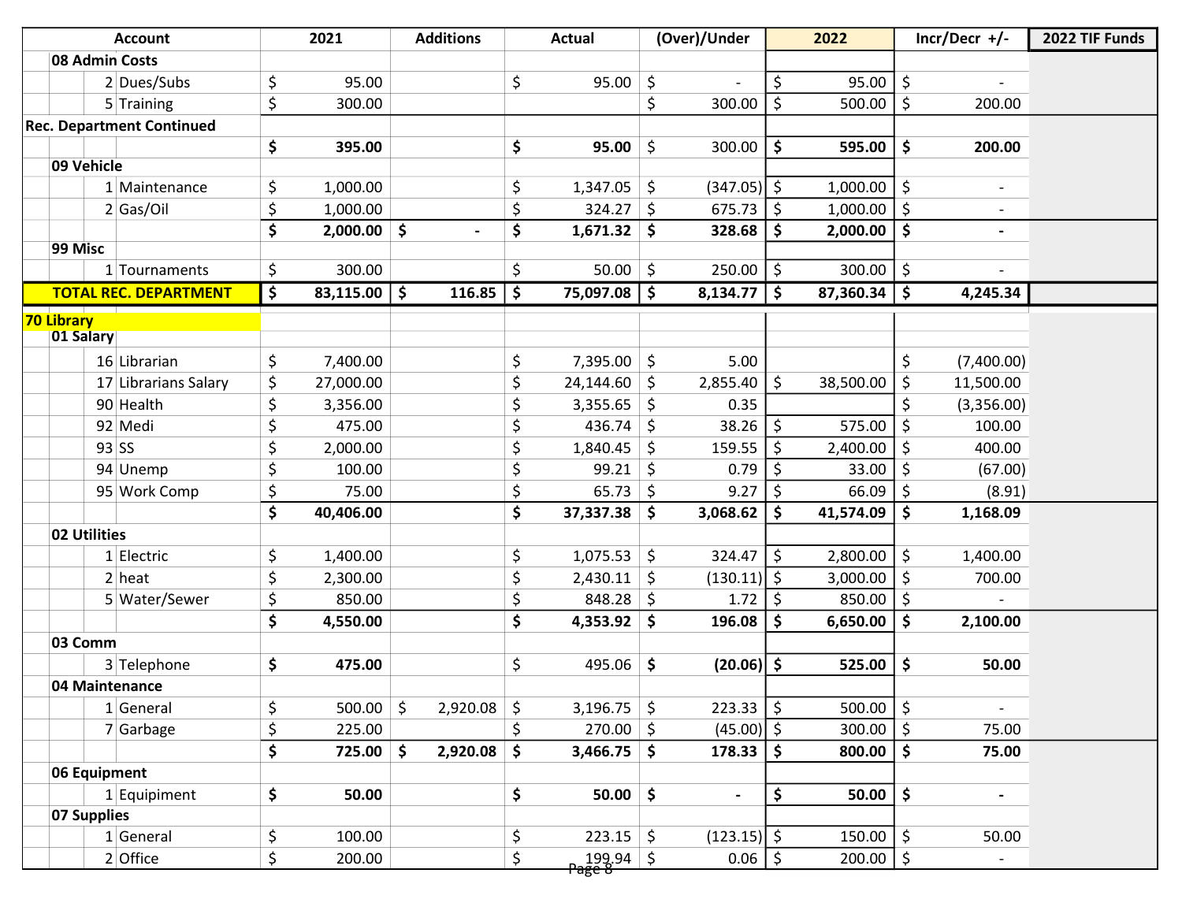| Account | | | 2021 | Additions | Actual | (Over)/Under | 2022 | Incr/Decr +/- | 2022 TIF Funds |
|---|---|---|---|---|---|---|---|---|---|
| | **08 Admin Costs** | | | | | | | | |
| | | 2 Dues/Subs | $ 95.00 | | $ 95.00 | $ - | $ 95.00 | $ - | |
| | | 5 Training | $ 300.00 | | | $ 300.00 | $ 500.00 | $ 200.00 | |
| **Rec. Department Continued** | | | | | | | | | |
| | | | **$ 395.00** | | **$ 95.00** | $ 300.00 | **$ 595.00** | **$ 200.00** | |
| | **09 Vehicle** | | | | | | | | |
| | | 1 Maintenance | $ 1,000.00 | | $ 1,347.05 | $ (347.05) | $ 1,000.00 | $ - | |
| | | 2 Gas/Oil | $ 1,000.00 | | $ 324.27 | $ 675.73 | $ 1,000.00 | $ - | |
| | | | **$ 2,000.00** | **$ -** | **$ 1,671.32** | **$ 328.68** | **$ 2,000.00** | **$ -** | |
| | **99 Misc** | | | | | | | | |
| | | 1 Tournaments | $ 300.00 | | $ 50.00 | $ 250.00 | $ 300.00 | $ - | |
| **TOTAL REC. DEPARTMENT** | | | **$ 83,115.00** | **$ 116.85** | **$ 75,097.08** | **$ 8,134.77** | **$ 87,360.34** | **$ 4,245.34** | |
| **70 Library** | | | | | | | | | |
| | **01 Salary** | | | | | | | | |
| | | 16 Librarian | $ 7,400.00 | | $ 7,395.00 | $ 5.00 | | $ (7,400.00) | |
| | | 17 Librarians Salary | $ 27,000.00 | | $ 24,144.60 | $ 2,855.40 | $ 38,500.00 | $ 11,500.00 | |
| | | 90 Health | $ 3,356.00 | | $ 3,355.65 | $ 0.35 | | $ (3,356.00) | |
| | | 92 Medi | $ 475.00 | | $ 436.74 | $ 38.26 | $ 575.00 | $ 100.00 | |
| | | 93 SS | $ 2,000.00 | | $ 1,840.45 | $ 159.55 | $ 2,400.00 | $ 400.00 | |
| | | 94 Unemp | $ 100.00 | | $ 99.21 | $ 0.79 | $ 33.00 | $ (67.00) | |
| | | 95 Work Comp | $ 75.00 | | $ 65.73 | $ 9.27 | $ 66.09 | $ (8.91) | |
| | | | **$ 40,406.00** | | **$ 37,337.38** | **$ 3,068.62** | **$ 41,574.09** | **$ 1,168.09** | |
| | **02 Utilities** | | | | | | | | |
| | | 1 Electric | $ 1,400.00 | | $ 1,075.53 | $ 324.47 | $ 2,800.00 | $ 1,400.00 | |
| | | 2 heat | $ 2,300.00 | | $ 2,430.11 | $ (130.11) | $ 3,000.00 | $ 700.00 | |
| | | 5 Water/Sewer | $ 850.00 | | $ 848.28 | $ 1.72 | $ 850.00 | $ - | |
| | | | **$ 4,550.00** | | **$ 4,353.92** | **$ 196.08** | **$ 6,650.00** | **$ 2,100.00** | |
| | **03 Comm** | | | | | | | | |
| | | 3 Telephone | **$ 475.00** | | $ 495.06 | **$ (20.06)** | **$ 525.00** | **$ 50.00** | |
| | **04 Maintenance** | | | | | | | | |
| | | 1 General | $ 500.00 | $ 2,920.08 | $ 3,196.75 | $ 223.33 | $ 500.00 | $ - | |
| | | 7 Garbage | $ 225.00 | | $ 270.00 | $ (45.00) | $ 300.00 | $ 75.00 | |
| | | | **$ 725.00** | **$ 2,920.08** | **$ 3,466.75** | **$ 178.33** | **$ 800.00** | **$ 75.00** | |
| | **06 Equipment** | | | | | | | | |
| | | 1 Equipiment | **$ 50.00** | | **$ 50.00** | **$ -** | **$ 50.00** | **$ -** | |
| | **07 Supplies** | | | | | | | | |
| | | 1 General | $ 100.00 | | $ 223.15 | $ (123.15) | $ 150.00 | $ 50.00 | |
| | | 2 Office | $ 200.00 | | $ 199.94 | $ 0.06 | $ 200.00 | $ - | |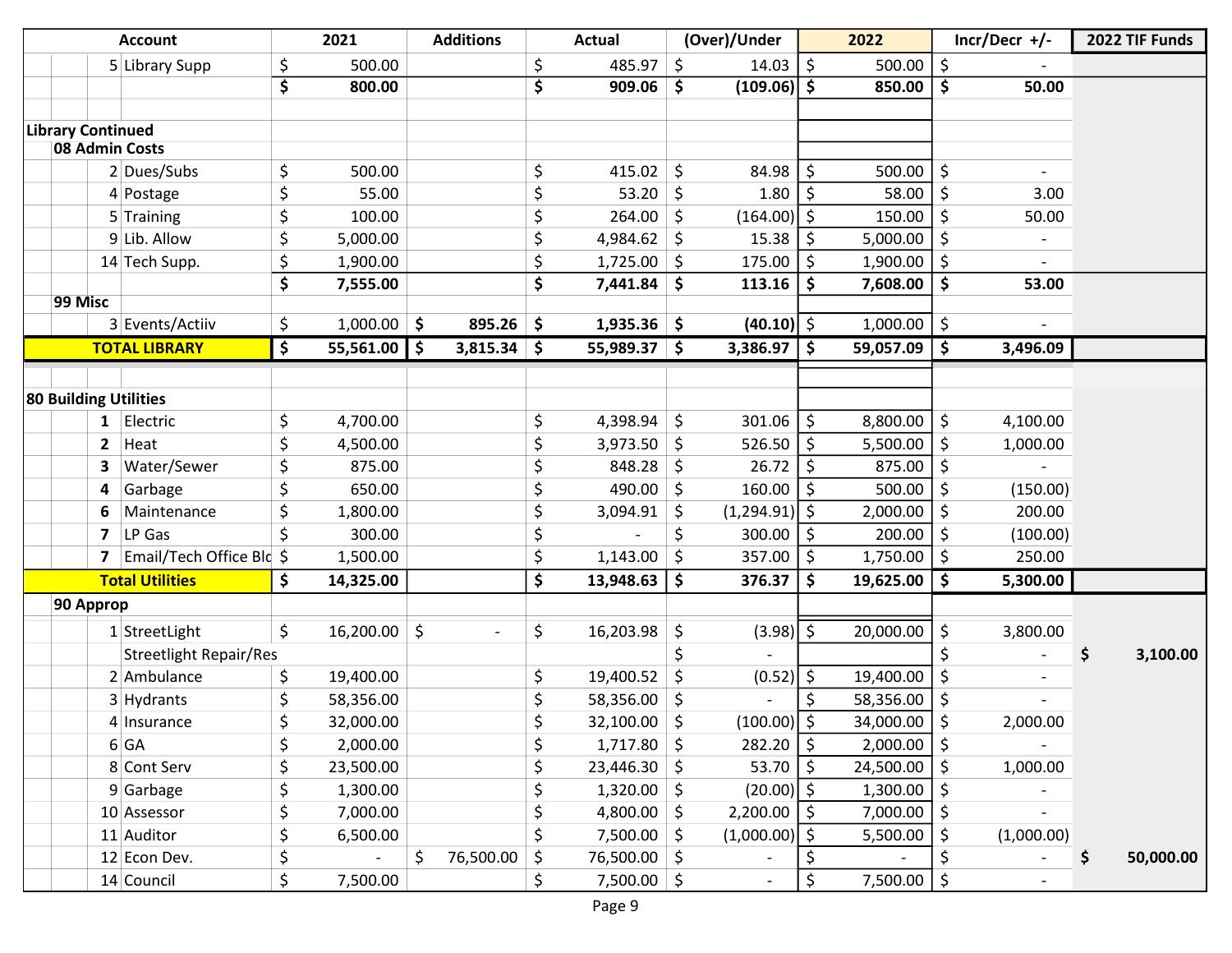| | | Account | 2021 | Additions | Actual | (Over)/Under | 2022 | Incr/Decr +/- | 2022 TIF Funds |
|---|---|---|---|---|---|---|---|---|---|
| | 5 | Library Supp | $ 500.00 | | $ 485.97 | $ 14.03 | $ 500.00 | $ - | |
| | | | **$ 800.00** | | **$ 909.06** | **$ (109.06)** | **$ 850.00** | **$ 50.00** | |
| | | | | | | | | | |
| **Library Continued** | | | | | | | | | |
| **08 Admin Costs** | | | | | | | | | |
| | 2 | Dues/Subs | $ 500.00 | | $ 415.02 | $ 84.98 | $ 500.00 | $ - | |
| | 4 | Postage | $ 55.00 | | $ 53.20 | $ 1.80 | $ 58.00 | $ 3.00 | |
| | 5 | Training | $ 100.00 | | $ 264.00 | $ (164.00) | $ 150.00 | $ 50.00 | |
| | 9 | Lib. Allow | $ 5,000.00 | | $ 4,984.62 | $ 15.38 | $ 5,000.00 | $ - | |
| | 14 | Tech Supp. | $ 1,900.00 | | $ 1,725.00 | $ 175.00 | $ 1,900.00 | $ - | |
| | | | **$ 7,555.00** | | **$ 7,441.84** | **$ 113.16** | **$ 7,608.00** | **$ 53.00** | |
| **99 Misc** | | | | | | | | | |
| | 3 | Events/Actiiv | $ 1,000.00 | **$ 895.26** | **$ 1,935.36** | **$ (40.10)** | $ 1,000.00 | $ - | |
| **TOTAL LIBRARY** | | | **$ 55,561.00** | **$ 3,815.34** | **$ 55,989.37** | **$ 3,386.97** | **$ 59,057.09** | **$ 3,496.09** | |
| | | | | | | | | | |
| **80 Building Utilities** | | | | | | | | | |
| | **1** | Electric | $ 4,700.00 | | $ 4,398.94 | $ 301.06 | $ 8,800.00 | $ 4,100.00 | |
| | **2** | Heat | $ 4,500.00 | | $ 3,973.50 | $ 526.50 | $ 5,500.00 | $ 1,000.00 | |
| | **3** | Water/Sewer | $ 875.00 | | $ 848.28 | $ 26.72 | $ 875.00 | $ - | |
| | **4** | Garbage | $ 650.00 | | $ 490.00 | $ 160.00 | $ 500.00 | $ (150.00) | |
| | **6** | Maintenance | $ 1,800.00 | | $ 3,094.91 | $ (1,294.91) | $ 2,000.00 | $ 200.00 | |
| | **7** | LP Gas | $ 300.00 | | $ - | $ 300.00 | $ 200.00 | $ (100.00) | |
| | **7** | Email/Tech Office Blc | $ 1,500.00 | | $ 1,143.00 | $ 357.00 | $ 1,750.00 | $ 250.00 | |
| **Total Utilities** | | | **$ 14,325.00** | | **$ 13,948.63** | **$ 376.37** | **$ 19,625.00** | **$ 5,300.00** | |
| **90 Approp** | | | | | | | | | |
| | 1 | StreetLight | $ 16,200.00 | $ - | $ 16,203.98 | $ (3.98) | $ 20,000.00 | $ 3,800.00 | |
| | | Streetlight Repair/Res | | | | $ - | | $ - | **$ 3,100.00** |
| | 2 | Ambulance | $ 19,400.00 | | $ 19,400.52 | $ (0.52) | $ 19,400.00 | $ - | |
| | 3 | Hydrants | $ 58,356.00 | | $ 58,356.00 | $ - | $ 58,356.00 | $ - | |
| | 4 | Insurance | $ 32,000.00 | | $ 32,100.00 | $ (100.00) | $ 34,000.00 | $ 2,000.00 | |
| | 6 | GA | $ 2,000.00 | | $ 1,717.80 | $ 282.20 | $ 2,000.00 | $ - | |
| | 8 | Cont Serv | $ 23,500.00 | | $ 23,446.30 | $ 53.70 | $ 24,500.00 | $ 1,000.00 | |
| | 9 | Garbage | $ 1,300.00 | | $ 1,320.00 | $ (20.00) | $ 1,300.00 | $ - | |
| | 10 | Assessor | $ 7,000.00 | | $ 4,800.00 | $ 2,200.00 | $ 7,000.00 | $ - | |
| | 11 | Auditor | $ 6,500.00 | | $ 7,500.00 | $ (1,000.00) | $ 5,500.00 | $ (1,000.00) | |
| | 12 | Econ Dev. | $ - | $ 76,500.00 | $ 76,500.00 | $ - | $ - | $ - | **$ 50,000.00** |
| | 14 | Council | $ 7,500.00 | | $ 7,500.00 | $ - | $ 7,500.00 | $ - | |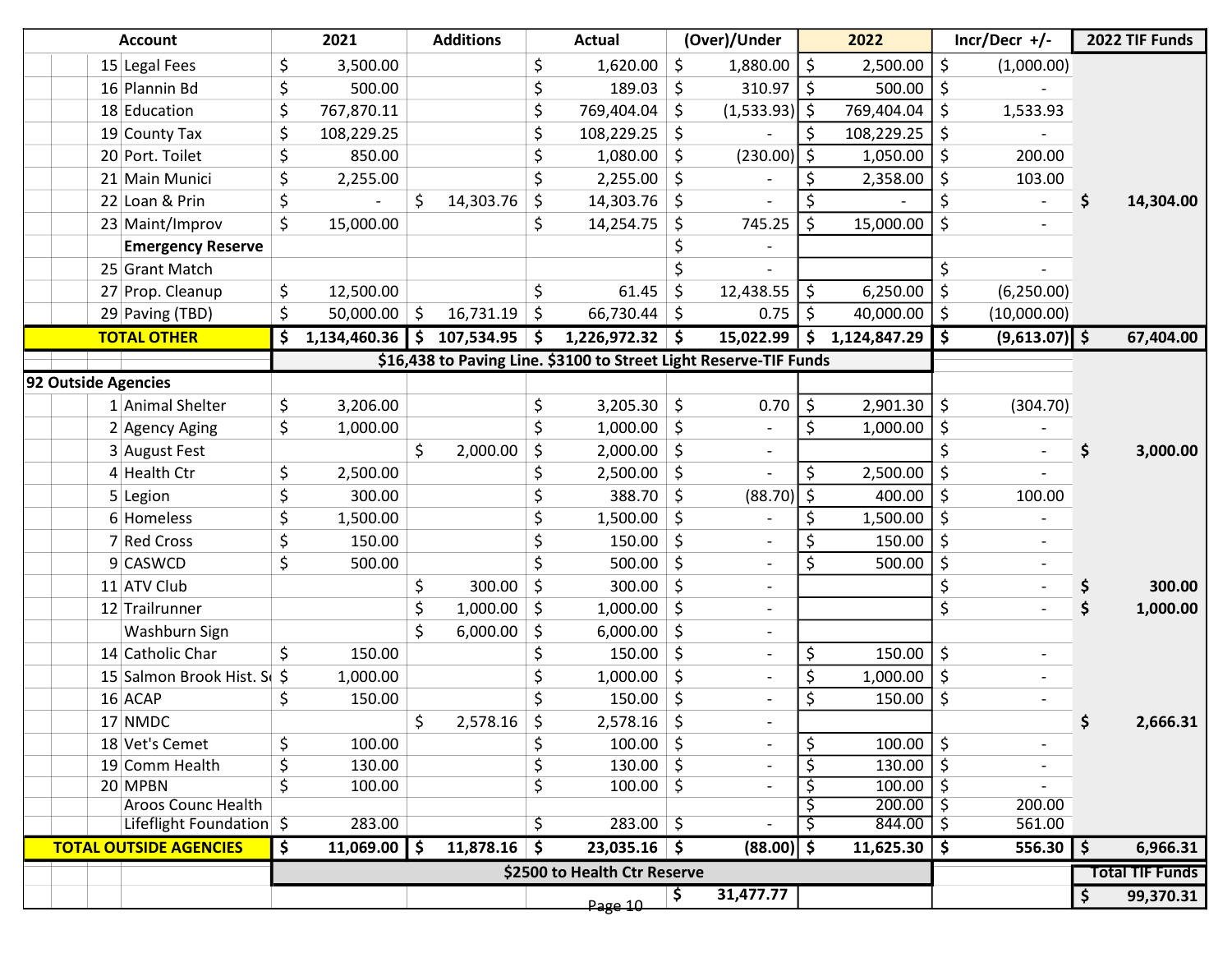| | Account | 2021 | Additions | Actual | (Over)/Under | 2022 | Incr/Decr +/- | 2022 TIF Funds |
|---|---|---|---|---|---|---|---|---|
| 15 | Legal Fees | $ 3,500.00 | | $ 1,620.00 | $ 1,880.00 | $ 2,500.00 | $ (1,000.00) | |
| 16 | Plannin Bd | $ 500.00 | | $ 189.03 | $ 310.97 | $ 500.00 | $ - | |
| 18 | Education | $ 767,870.11 | | $ 769,404.04 | $ (1,533.93) | $ 769,404.04 | $ 1,533.93 | |
| 19 | County Tax | $ 108,229.25 | | $ 108,229.25 | $ - | $ 108,229.25 | $ - | |
| 20 | Port. Toilet | $ 850.00 | | $ 1,080.00 | $ (230.00) | $ 1,050.00 | $ 200.00 | |
| 21 | Main Munici | $ 2,255.00 | | $ 2,255.00 | $ - | $ 2,358.00 | $ 103.00 | |
| 22 | Loan & Prin | $ - | $ 14,303.76 | $ 14,303.76 | $ - | $ - | $ - | $ 14,304.00 |
| 23 | Maint/Improv | $ 15,000.00 | | $ 14,254.75 | $ 745.25 | $ 15,000.00 | $ - | |
| | **Emergency Reserve** | | | | $ - | | | |
| 25 | Grant Match | | | | $ - | | $ - | |
| 27 | Prop. Cleanup | $ 12,500.00 | | $ 61.45 | $ 12,438.55 | $ 6,250.00 | $ (6,250.00) | |
| 29 | Paving (TBD) | $ 50,000.00 | $ 16,731.19 | $ 66,730.44 | $ 0.75 | $ 40,000.00 | $ (10,000.00) | |
| | **TOTAL OTHER** | **$ 1,134,460.36** | **$ 107,534.95** | **$ 1,226,972.32** | **$ 15,022.99** | **$ 1,124,847.29** | **$ (9,613.07)** | **$ 67,404.00** |
| | | **$16,438 to Paving Line. $3100 to Street Light Reserve-TIF Funds** | | | | | | |
| **92 Outside Agencies** | | | | | | | | |
| 1 | Animal Shelter | $ 3,206.00 | | $ 3,205.30 | $ 0.70 | $ 2,901.30 | $ (304.70) | |
| 2 | Agency Aging | $ 1,000.00 | | $ 1,000.00 | $ - | $ 1,000.00 | $ - | |
| 3 | August Fest | | $ 2,000.00 | $ 2,000.00 | $ - | | $ - | $ 3,000.00 |
| 4 | Health Ctr | $ 2,500.00 | | $ 2,500.00 | $ - | $ 2,500.00 | $ - | |
| 5 | Legion | $ 300.00 | | $ 388.70 | $ (88.70) | $ 400.00 | $ 100.00 | |
| 6 | Homeless | $ 1,500.00 | | $ 1,500.00 | $ - | $ 1,500.00 | $ - | |
| 7 | Red Cross | $ 150.00 | | $ 150.00 | $ - | $ 150.00 | $ - | |
| 9 | CASWCD | $ 500.00 | | $ 500.00 | $ - | $ 500.00 | $ - | |
| 11 | ATV Club | | $ 300.00 | $ 300.00 | $ - | | $ - | $ 300.00 |
| 12 | Trailrunner | | $ 1,000.00 | $ 1,000.00 | $ - | | $ - | $ 1,000.00 |
| | Washburn Sign | | $ 6,000.00 | $ 6,000.00 | $ - | | | |
| 14 | Catholic Char | $ 150.00 | | $ 150.00 | $ - | $ 150.00 | $ - | |
| 15 | Salmon Brook Hist. So | $ 1,000.00 | | $ 1,000.00 | $ - | $ 1,000.00 | $ - | |
| 16 | ACAP | $ 150.00 | | $ 150.00 | $ - | $ 150.00 | $ - | |
| 17 | NMDC | | $ 2,578.16 | $ 2,578.16 | $ - | | | $ 2,666.31 |
| 18 | Vet's Cemet | $ 100.00 | | $ 100.00 | $ - | $ 100.00 | $ - | |
| 19 | Comm Health | $ 130.00 | | $ 130.00 | $ - | $ 130.00 | $ - | |
| 20 | MPBN | $ 100.00 | | $ 100.00 | $ - | $ 100.00 | $ - | |
| | Aroos Counc Health | | | | | $ 200.00 | $ 200.00 | |
| | Lifeflight Foundation | $ 283.00 | | $ 283.00 | $ - | $ 844.00 | $ 561.00 | |
| | **TOTAL OUTSIDE AGENCIES** | **$ 11,069.00** | **$ 11,878.16** | **$ 23,035.16** | **$ (88.00)** | **$ 11,625.30** | **$ 556.30** | **$ 6,966.31** |
| | | **$2500 to Health Ctr Reserve** | | | | | | **Total TIF Funds** |
| | | | | | **$ 31,477.77** | | | **$ 99,370.31** |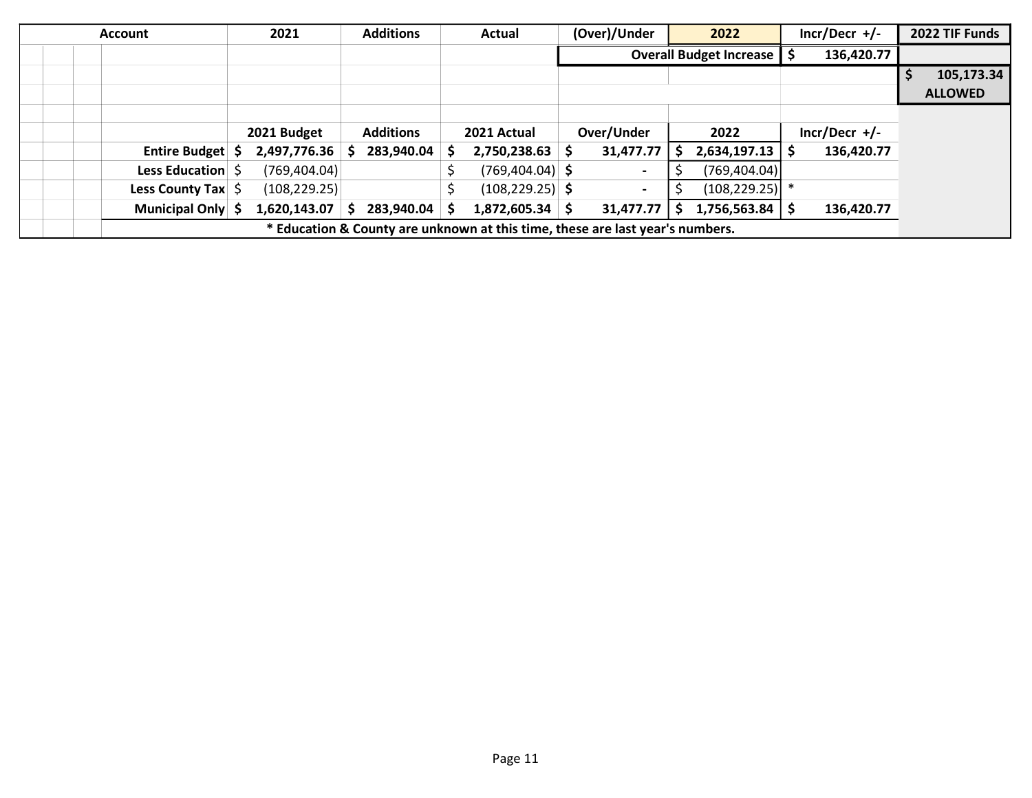| Account | 2021 | Additions | Actual | (Over)/Under | 2022 | Incr/Decr +/- | 2022 TIF Funds |
|---|---|---|---|---|---|---|---|
| | | | | | Overall Budget Increase | $ 136,420.77 | |
| | | | | | | | $ 105,173.34 ALLOWED |
| | 2021 Budget | Additions | 2021 Actual | Over/Under | 2022 | Incr/Decr +/- | |
| **Entire Budget** | **$ 2,497,776.36** | **$ 283,940.04** | **$ 2,750,238.63** | **$ 31,477.77** | **$ 2,634,197.13** | **$ 136,420.77** | |
| **Less Education** | $ (769,404.04) | | $ (769,404.04) | $ - | $ (769,404.04) | | |
| **Less County Tax** | $ (108,229.25) | | $ (108,229.25) | $ - | $ (108,229.25) | * | |
| **Municipal Only** | **$ 1,620,143.07** | **$ 283,940.04** | **$ 1,872,605.34** | **$ 31,477.77** | **$ 1,756,563.84** | **$ 136,420.77** | |

**\* Education & County are unknown at this time, these are last year's numbers.**